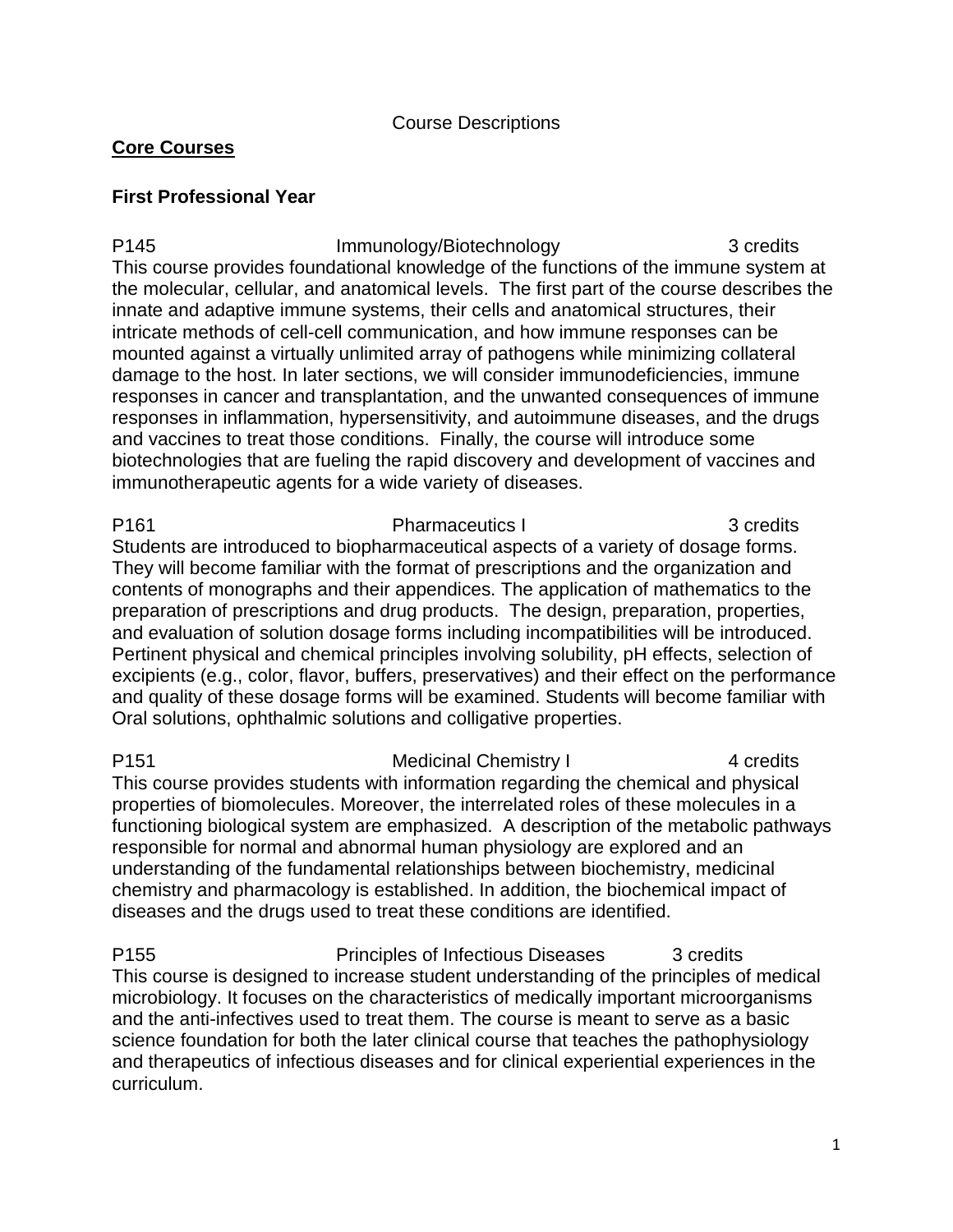Course Descriptions

## Core Courses

### First Professional Year

**P145 Immunology/Biotechnology 3 credits**

This course provides foundational knowledge of the functions of the immune system at the molecular, cellular, and anatomical levels. The first part of the course describes the innate and adaptive immune systems, their cells and anatomical structures, their intricate methods of cell-cell communication, and how immune responses can be mounted against a virtually unlimited array of pathogens while minimizing collateral damage to the host. In later sections, we will consider immunodeficiencies, immune responses in cancer and transplantation, and the unwanted consequences of immune responses in inflammation, hypersensitivity, and autoimmune diseases, and the drugs and vaccines to treat those conditions. Finally, the course will introduce some biotechnologies that are fueling the rapid discovery and development of vaccines and immunotherapeutic agents for a wide variety of diseases.

**P161 Pharmaceutics I 3 credits**

Students are introduced to biopharmaceutical aspects of a variety of dosage forms. They will become familiar with the format of prescriptions and the organization and contents of monographs and their appendices. The application of mathematics to the preparation of prescriptions and drug products. The design, preparation, properties, and evaluation of solution dosage forms including incompatibilities will be introduced. Pertinent physical and chemical principles involving solubility, pH effects, selection of excipients (e.g., color, flavor, buffers, preservatives) and their effect on the performance and quality of these dosage forms will be examined. Students will become familiar with Oral solutions, ophthalmic solutions and colligative properties.

**P151 Medicinal Chemistry I 4 credits**

This course provides students with information regarding the chemical and physical properties of biomolecules. Moreover, the interrelated roles of these molecules in a functioning biological system are emphasized. A description of the metabolic pathways responsible for normal and abnormal human physiology are explored and an understanding of the fundamental relationships between biochemistry, medicinal chemistry and pharmacology is established. In addition, the biochemical impact of diseases and the drugs used to treat these conditions are identified.

**P155 Principles of Infectious Diseases 3 credits**

This course is designed to increase student understanding of the principles of medical microbiology. It focuses on the characteristics of medically important microorganisms and the anti-infectives used to treat them. The course is meant to serve as a basic science foundation for both the later clinical course that teaches the pathophysiology and therapeutics of infectious diseases and for clinical experiential experiences in the curriculum.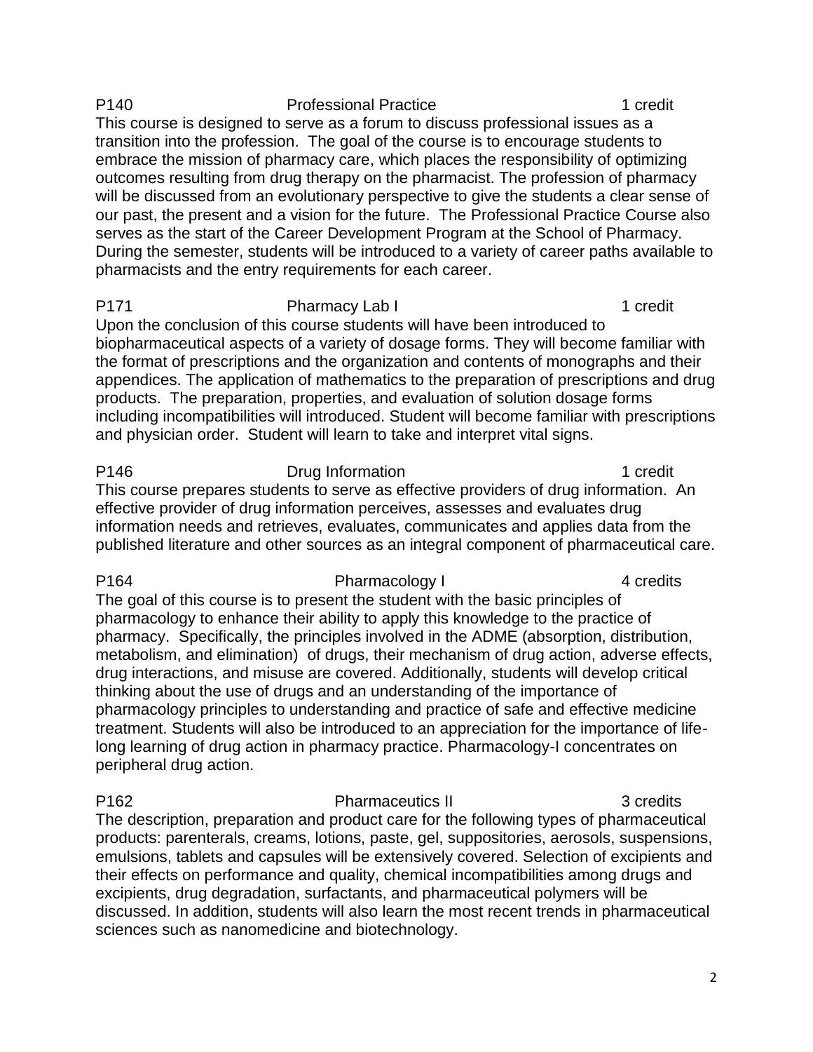**P140 Professional Practice 1 credit**

This course is designed to serve as a forum to discuss professional issues as a transition into the profession. The goal of the course is to encourage students to embrace the mission of pharmacy care, which places the responsibility of optimizing outcomes resulting from drug therapy on the pharmacist. The profession of pharmacy will be discussed from an evolutionary perspective to give the students a clear sense of our past, the present and a vision for the future. The Professional Practice Course also serves as the start of the Career Development Program at the School of Pharmacy. During the semester, students will be introduced to a variety of career paths available to pharmacists and the entry requirements for each career.

**P171 Pharmacy Lab I 1 credit**

Upon the conclusion of this course students will have been introduced to biopharmaceutical aspects of a variety of dosage forms. They will become familiar with the format of prescriptions and the organization and contents of monographs and their appendices. The application of mathematics to the preparation of prescriptions and drug products. The preparation, properties, and evaluation of solution dosage forms including incompatibilities will introduced. Student will become familiar with prescriptions and physician order. Student will learn to take and interpret vital signs.

**P146 Drug Information 1 credit**

This course prepares students to serve as effective providers of drug information. An effective provider of drug information perceives, assesses and evaluates drug information needs and retrieves, evaluates, communicates and applies data from the published literature and other sources as an integral component of pharmaceutical care.

**P164 Pharmacology I 4 credits**

The goal of this course is to present the student with the basic principles of pharmacology to enhance their ability to apply this knowledge to the practice of pharmacy. Specifically, the principles involved in the ADME (absorption, distribution, metabolism, and elimination) of drugs, their mechanism of drug action, adverse effects, drug interactions, and misuse are covered. Additionally, students will develop critical thinking about the use of drugs and an understanding of the importance of pharmacology principles to understanding and practice of safe and effective medicine treatment. Students will also be introduced to an appreciation for the importance of life-long learning of drug action in pharmacy practice. Pharmacology-I concentrates on peripheral drug action.

**P162 Pharmaceutics II 3 credits**

The description, preparation and product care for the following types of pharmaceutical products: parenterals, creams, lotions, paste, gel, suppositories, aerosols, suspensions, emulsions, tablets and capsules will be extensively covered. Selection of excipients and their effects on performance and quality, chemical incompatibilities among drugs and excipients, drug degradation, surfactants, and pharmaceutical polymers will be discussed. In addition, students will also learn the most recent trends in pharmaceutical sciences such as nanomedicine and biotechnology.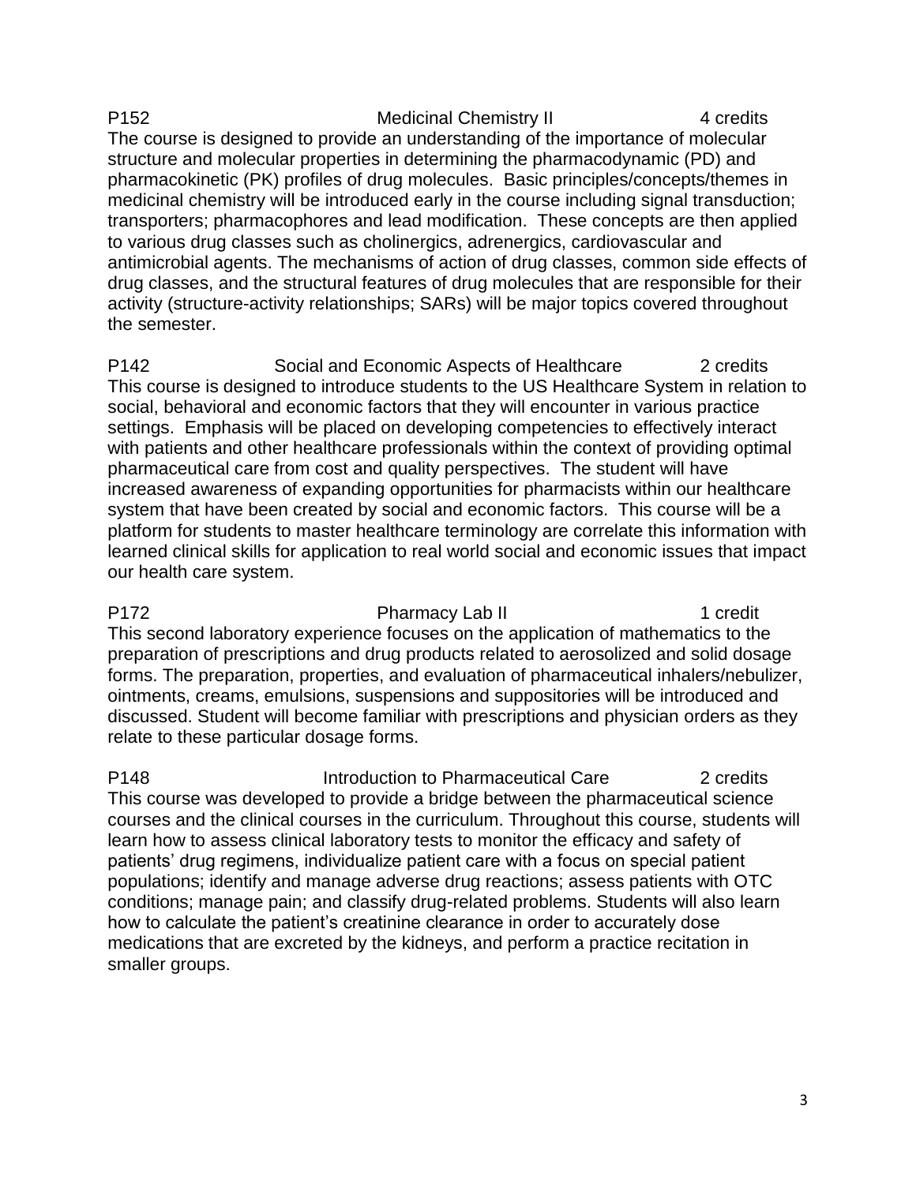**P152 Medicinal Chemistry II 4 credits**

The course is designed to provide an understanding of the importance of molecular structure and molecular properties in determining the pharmacodynamic (PD) and pharmacokinetic (PK) profiles of drug molecules. Basic principles/concepts/themes in medicinal chemistry will be introduced early in the course including signal transduction; transporters; pharmacophores and lead modification. These concepts are then applied to various drug classes such as cholinergics, adrenergics, cardiovascular and antimicrobial agents. The mechanisms of action of drug classes, common side effects of drug classes, and the structural features of drug molecules that are responsible for their activity (structure-activity relationships; SARs) will be major topics covered throughout the semester.

**P142 Social and Economic Aspects of Healthcare 2 credits**

This course is designed to introduce students to the US Healthcare System in relation to social, behavioral and economic factors that they will encounter in various practice settings. Emphasis will be placed on developing competencies to effectively interact with patients and other healthcare professionals within the context of providing optimal pharmaceutical care from cost and quality perspectives. The student will have increased awareness of expanding opportunities for pharmacists within our healthcare system that have been created by social and economic factors. This course will be a platform for students to master healthcare terminology are correlate this information with learned clinical skills for application to real world social and economic issues that impact our health care system.

**P172 Pharmacy Lab II 1 credit**

This second laboratory experience focuses on the application of mathematics to the preparation of prescriptions and drug products related to aerosolized and solid dosage forms. The preparation, properties, and evaluation of pharmaceutical inhalers/nebulizer, ointments, creams, emulsions, suspensions and suppositories will be introduced and discussed. Student will become familiar with prescriptions and physician orders as they relate to these particular dosage forms.

**P148 Introduction to Pharmaceutical Care 2 credits**

This course was developed to provide a bridge between the pharmaceutical science courses and the clinical courses in the curriculum. Throughout this course, students will learn how to assess clinical laboratory tests to monitor the efficacy and safety of patients' drug regimens, individualize patient care with a focus on special patient populations; identify and manage adverse drug reactions; assess patients with OTC conditions; manage pain; and classify drug-related problems. Students will also learn how to calculate the patient's creatinine clearance in order to accurately dose medications that are excreted by the kidneys, and perform a practice recitation in smaller groups.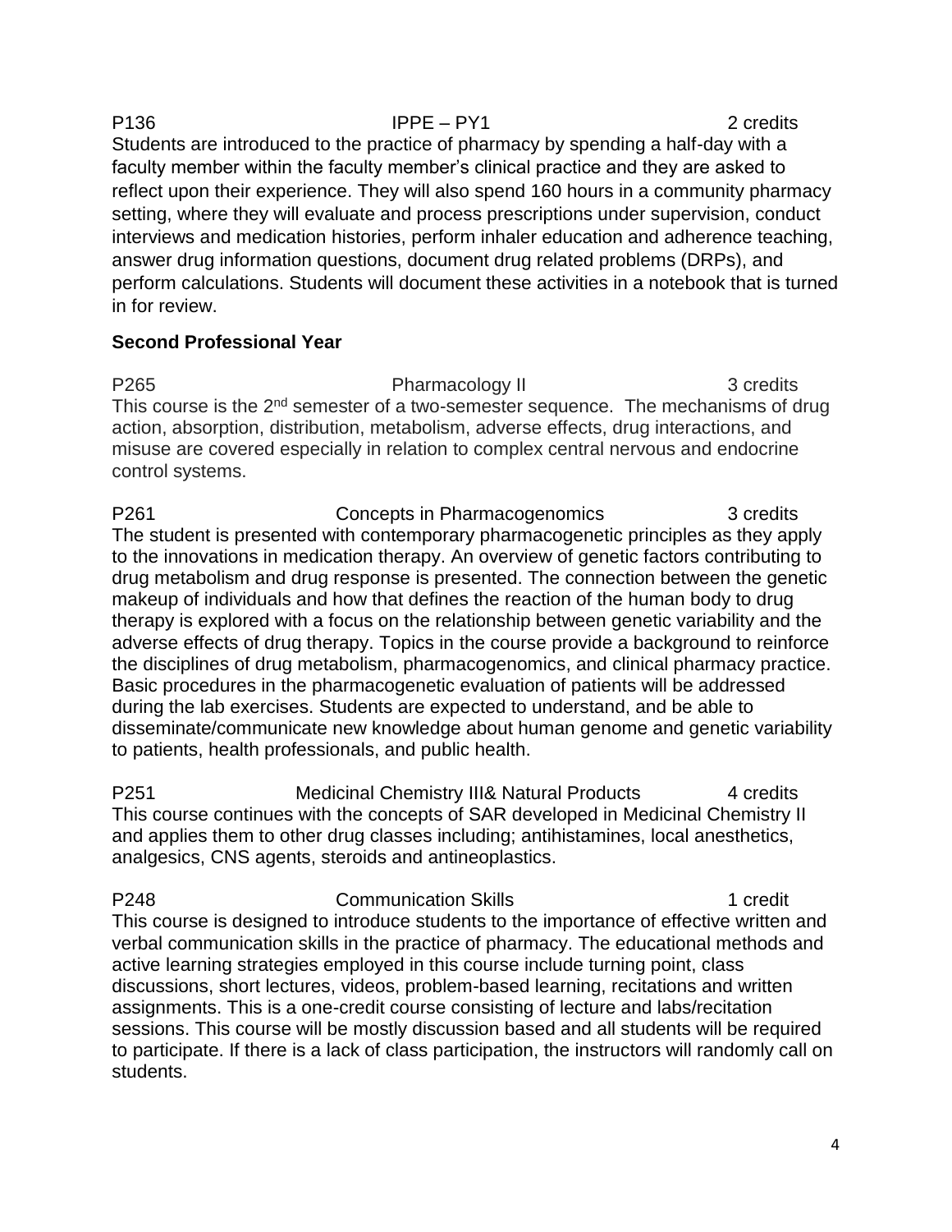P136 IPPE – PY1 2 credits

Students are introduced to the practice of pharmacy by spending a half-day with a faculty member within the faculty member's clinical practice and they are asked to reflect upon their experience. They will also spend 160 hours in a community pharmacy setting, where they will evaluate and process prescriptions under supervision, conduct interviews and medication histories, perform inhaler education and adherence teaching, answer drug information questions, document drug related problems (DRPs), and perform calculations. Students will document these activities in a notebook that is turned in for review.

**Second Professional Year**

P265 Pharmacology II 3 credits

This course is the 2nd semester of a two-semester sequence. The mechanisms of drug action, absorption, distribution, metabolism, adverse effects, drug interactions, and misuse are covered especially in relation to complex central nervous and endocrine control systems.

P261 Concepts in Pharmacogenomics 3 credits

The student is presented with contemporary pharmacogenetic principles as they apply to the innovations in medication therapy. An overview of genetic factors contributing to drug metabolism and drug response is presented. The connection between the genetic makeup of individuals and how that defines the reaction of the human body to drug therapy is explored with a focus on the relationship between genetic variability and the adverse effects of drug therapy. Topics in the course provide a background to reinforce the disciplines of drug metabolism, pharmacogenomics, and clinical pharmacy practice. Basic procedures in the pharmacogenetic evaluation of patients will be addressed during the lab exercises. Students are expected to understand, and be able to disseminate/communicate new knowledge about human genome and genetic variability to patients, health professionals, and public health.

P251 Medicinal Chemistry III& Natural Products 4 credits

This course continues with the concepts of SAR developed in Medicinal Chemistry II and applies them to other drug classes including; antihistamines, local anesthetics, analgesics, CNS agents, steroids and antineoplastics.

P248 Communication Skills 1 credit

This course is designed to introduce students to the importance of effective written and verbal communication skills in the practice of pharmacy. The educational methods and active learning strategies employed in this course include turning point, class discussions, short lectures, videos, problem-based learning, recitations and written assignments. This is a one-credit course consisting of lecture and labs/recitation sessions. This course will be mostly discussion based and all students will be required to participate. If there is a lack of class participation, the instructors will randomly call on students.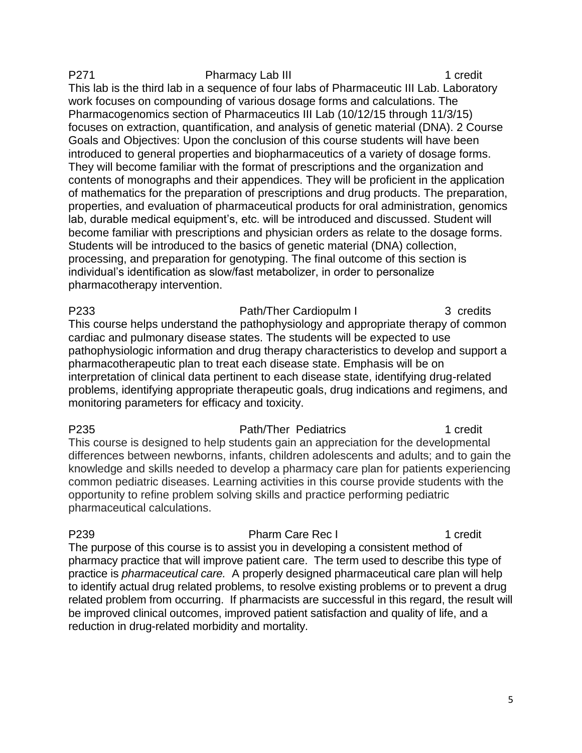**P271 Pharmacy Lab III 1 credit**

This lab is the third lab in a sequence of four labs of Pharmaceutic III Lab. Laboratory work focuses on compounding of various dosage forms and calculations. The Pharmacogenomics section of Pharmaceutics III Lab (10/12/15 through 11/3/15) focuses on extraction, quantification, and analysis of genetic material (DNA). 2 Course Goals and Objectives: Upon the conclusion of this course students will have been introduced to general properties and biopharmaceutics of a variety of dosage forms. They will become familiar with the format of prescriptions and the organization and contents of monographs and their appendices. They will be proficient in the application of mathematics for the preparation of prescriptions and drug products. The preparation, properties, and evaluation of pharmaceutical products for oral administration, genomics lab, durable medical equipment's, etc. will be introduced and discussed. Student will become familiar with prescriptions and physician orders as relate to the dosage forms. Students will be introduced to the basics of genetic material (DNA) collection, processing, and preparation for genotyping. The final outcome of this section is individual's identification as slow/fast metabolizer, in order to personalize pharmacotherapy intervention.

**P233 Path/Ther Cardiopulm I 3 credits**

This course helps understand the pathophysiology and appropriate therapy of common cardiac and pulmonary disease states. The students will be expected to use pathophysiologic information and drug therapy characteristics to develop and support a pharmacotherapeutic plan to treat each disease state. Emphasis will be on interpretation of clinical data pertinent to each disease state, identifying drug-related problems, identifying appropriate therapeutic goals, drug indications and regimens, and monitoring parameters for efficacy and toxicity.

**P235 Path/Ther Pediatrics 1 credit**

This course is designed to help students gain an appreciation for the developmental differences between newborns, infants, children adolescents and adults; and to gain the knowledge and skills needed to develop a pharmacy care plan for patients experiencing common pediatric diseases. Learning activities in this course provide students with the opportunity to refine problem solving skills and practice performing pediatric pharmaceutical calculations.

**P239 Pharm Care Rec I 1 credit**

The purpose of this course is to assist you in developing a consistent method of pharmacy practice that will improve patient care. The term used to describe this type of practice is *pharmaceutical care.* A properly designed pharmaceutical care plan will help to identify actual drug related problems, to resolve existing problems or to prevent a drug related problem from occurring. If pharmacists are successful in this regard, the result will be improved clinical outcomes, improved patient satisfaction and quality of life, and a reduction in drug-related morbidity and mortality.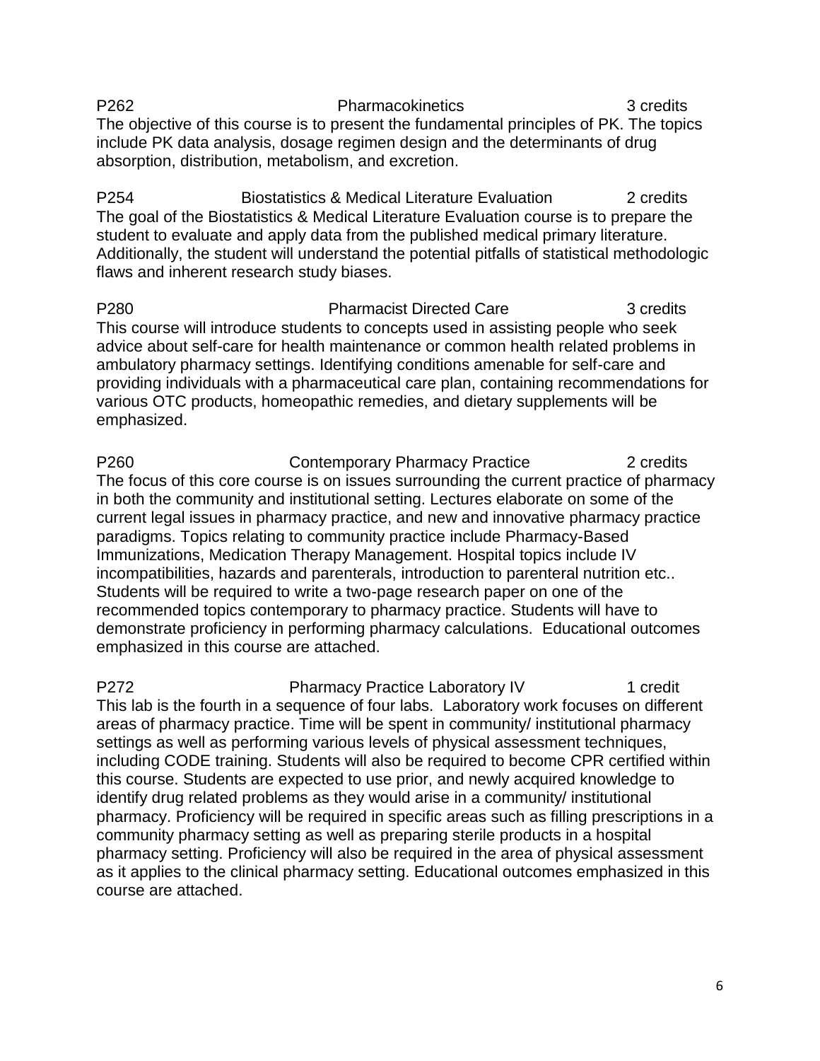P262 Pharmacokinetics 3 credits

The objective of this course is to present the fundamental principles of PK. The topics include PK data analysis, dosage regimen design and the determinants of drug absorption, distribution, metabolism, and excretion.

P254 Biostatistics & Medical Literature Evaluation 2 credits

The goal of the Biostatistics & Medical Literature Evaluation course is to prepare the student to evaluate and apply data from the published medical primary literature. Additionally, the student will understand the potential pitfalls of statistical methodologic flaws and inherent research study biases.

P280 Pharmacist Directed Care 3 credits

This course will introduce students to concepts used in assisting people who seek advice about self-care for health maintenance or common health related problems in ambulatory pharmacy settings. Identifying conditions amenable for self-care and providing individuals with a pharmaceutical care plan, containing recommendations for various OTC products, homeopathic remedies, and dietary supplements will be emphasized.

P260 Contemporary Pharmacy Practice 2 credits

The focus of this core course is on issues surrounding the current practice of pharmacy in both the community and institutional setting. Lectures elaborate on some of the current legal issues in pharmacy practice, and new and innovative pharmacy practice paradigms. Topics relating to community practice include Pharmacy-Based Immunizations, Medication Therapy Management. Hospital topics include IV incompatibilities, hazards and parenterals, introduction to parenteral nutrition etc.. Students will be required to write a two-page research paper on one of the recommended topics contemporary to pharmacy practice. Students will have to demonstrate proficiency in performing pharmacy calculations. Educational outcomes emphasized in this course are attached.

P272 Pharmacy Practice Laboratory IV 1 credit

This lab is the fourth in a sequence of four labs. Laboratory work focuses on different areas of pharmacy practice. Time will be spent in community/ institutional pharmacy settings as well as performing various levels of physical assessment techniques, including CODE training. Students will also be required to become CPR certified within this course. Students are expected to use prior, and newly acquired knowledge to identify drug related problems as they would arise in a community/ institutional pharmacy. Proficiency will be required in specific areas such as filling prescriptions in a community pharmacy setting as well as preparing sterile products in a hospital pharmacy setting. Proficiency will also be required in the area of physical assessment as it applies to the clinical pharmacy setting. Educational outcomes emphasized in this course are attached.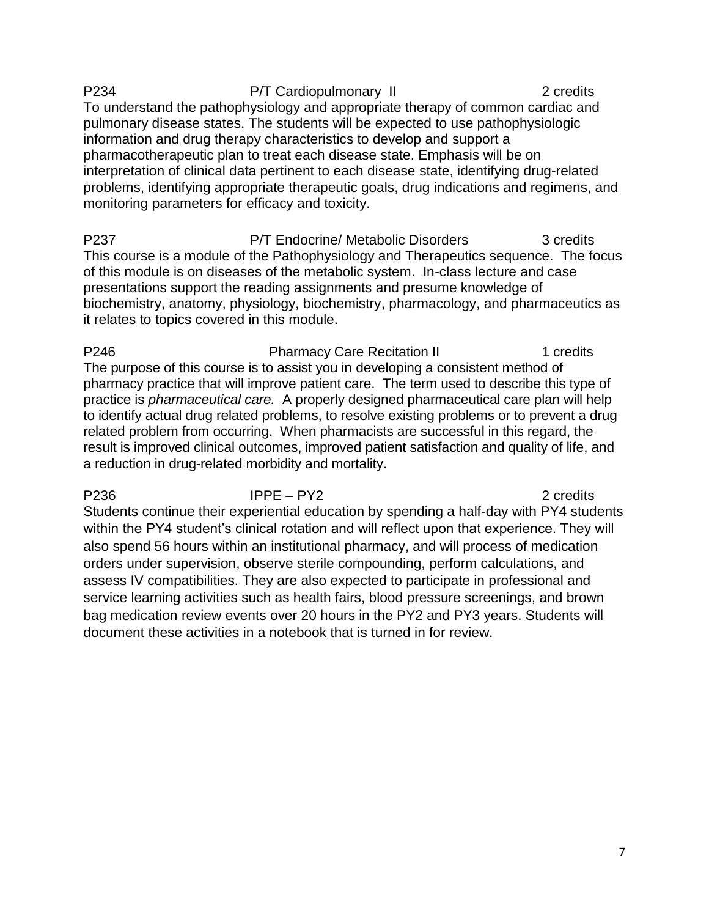**P234 P/T Cardiopulmonary II 2 credits**

To understand the pathophysiology and appropriate therapy of common cardiac and pulmonary disease states. The students will be expected to use pathophysiologic information and drug therapy characteristics to develop and support a pharmacotherapeutic plan to treat each disease state. Emphasis will be on interpretation of clinical data pertinent to each disease state, identifying drug-related problems, identifying appropriate therapeutic goals, drug indications and regimens, and monitoring parameters for efficacy and toxicity.

**P237 P/T Endocrine/ Metabolic Disorders 3 credits**

This course is a module of the Pathophysiology and Therapeutics sequence. The focus of this module is on diseases of the metabolic system. In-class lecture and case presentations support the reading assignments and presume knowledge of biochemistry, anatomy, physiology, biochemistry, pharmacology, and pharmaceutics as it relates to topics covered in this module.

**P246 Pharmacy Care Recitation II 1 credits**

The purpose of this course is to assist you in developing a consistent method of pharmacy practice that will improve patient care. The term used to describe this type of practice is *pharmaceutical care.* A properly designed pharmaceutical care plan will help to identify actual drug related problems, to resolve existing problems or to prevent a drug related problem from occurring. When pharmacists are successful in this regard, the result is improved clinical outcomes, improved patient satisfaction and quality of life, and a reduction in drug-related morbidity and mortality.

**P236 IPPE – PY2 2 credits**

Students continue their experiential education by spending a half-day with PY4 students within the PY4 student's clinical rotation and will reflect upon that experience. They will also spend 56 hours within an institutional pharmacy, and will process of medication orders under supervision, observe sterile compounding, perform calculations, and assess IV compatibilities. They are also expected to participate in professional and service learning activities such as health fairs, blood pressure screenings, and brown bag medication review events over 20 hours in the PY2 and PY3 years. Students will document these activities in a notebook that is turned in for review.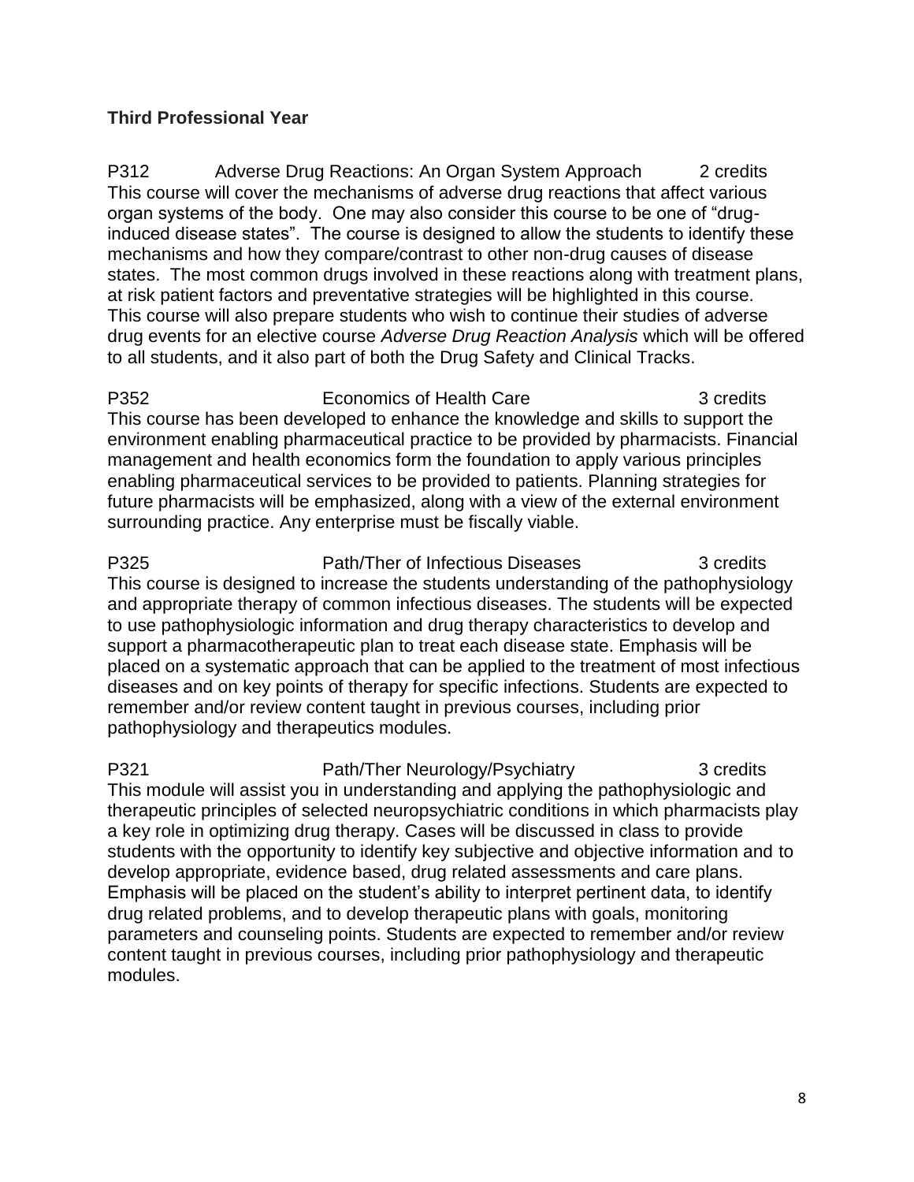### Third Professional Year

**P312 Adverse Drug Reactions: An Organ System Approach 2 credits**

This course will cover the mechanisms of adverse drug reactions that affect various organ systems of the body. One may also consider this course to be one of "drug-induced disease states". The course is designed to allow the students to identify these mechanisms and how they compare/contrast to other non-drug causes of disease states. The most common drugs involved in these reactions along with treatment plans, at risk patient factors and preventative strategies will be highlighted in this course. This course will also prepare students who wish to continue their studies of adverse drug events for an elective course *Adverse Drug Reaction Analysis* which will be offered to all students, and it also part of both the Drug Safety and Clinical Tracks.

**P352 Economics of Health Care 3 credits**

This course has been developed to enhance the knowledge and skills to support the environment enabling pharmaceutical practice to be provided by pharmacists. Financial management and health economics form the foundation to apply various principles enabling pharmaceutical services to be provided to patients. Planning strategies for future pharmacists will be emphasized, along with a view of the external environment surrounding practice. Any enterprise must be fiscally viable.

**P325 Path/Ther of Infectious Diseases 3 credits**

This course is designed to increase the students understanding of the pathophysiology and appropriate therapy of common infectious diseases. The students will be expected to use pathophysiologic information and drug therapy characteristics to develop and support a pharmacotherapeutic plan to treat each disease state. Emphasis will be placed on a systematic approach that can be applied to the treatment of most infectious diseases and on key points of therapy for specific infections. Students are expected to remember and/or review content taught in previous courses, including prior pathophysiology and therapeutics modules.

**P321 Path/Ther Neurology/Psychiatry 3 credits**

This module will assist you in understanding and applying the pathophysiologic and therapeutic principles of selected neuropsychiatric conditions in which pharmacists play a key role in optimizing drug therapy. Cases will be discussed in class to provide students with the opportunity to identify key subjective and objective information and to develop appropriate, evidence based, drug related assessments and care plans. Emphasis will be placed on the student's ability to interpret pertinent data, to identify drug related problems, and to develop therapeutic plans with goals, monitoring parameters and counseling points. Students are expected to remember and/or review content taught in previous courses, including prior pathophysiology and therapeutic modules.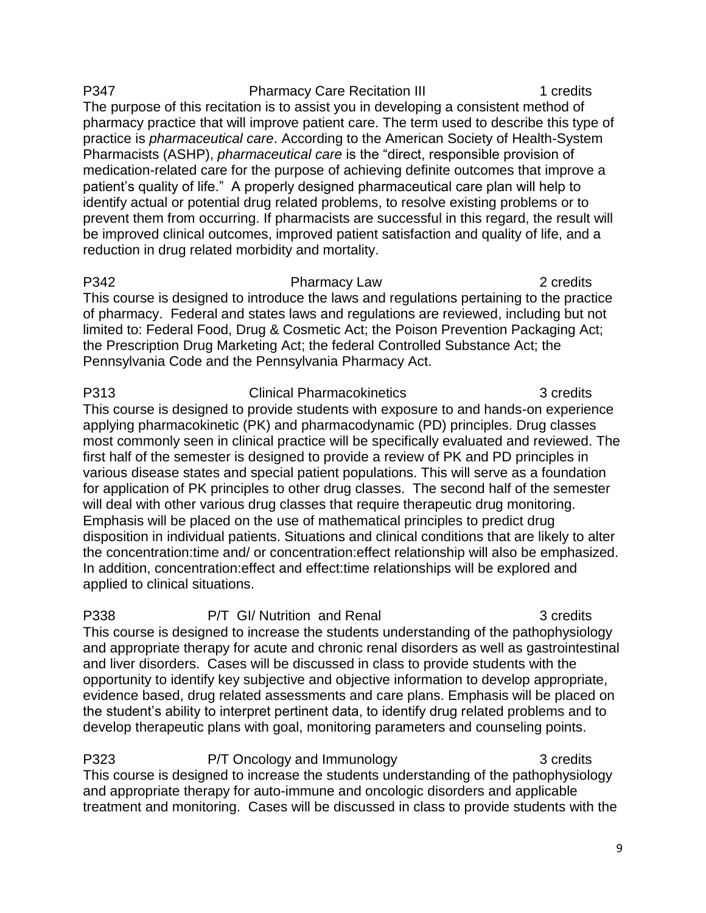**P347 Pharmacy Care Recitation III 1 credits**

The purpose of this recitation is to assist you in developing a consistent method of pharmacy practice that will improve patient care. The term used to describe this type of practice is *pharmaceutical care*. According to the American Society of Health-System Pharmacists (ASHP), *pharmaceutical care* is the "direct, responsible provision of medication-related care for the purpose of achieving definite outcomes that improve a patient's quality of life." A properly designed pharmaceutical care plan will help to identify actual or potential drug related problems, to resolve existing problems or to prevent them from occurring. If pharmacists are successful in this regard, the result will be improved clinical outcomes, improved patient satisfaction and quality of life, and a reduction in drug related morbidity and mortality.

**P342 Pharmacy Law 2 credits**

This course is designed to introduce the laws and regulations pertaining to the practice of pharmacy. Federal and states laws and regulations are reviewed, including but not limited to: Federal Food, Drug & Cosmetic Act; the Poison Prevention Packaging Act; the Prescription Drug Marketing Act; the federal Controlled Substance Act; the Pennsylvania Code and the Pennsylvania Pharmacy Act.

**P313 Clinical Pharmacokinetics 3 credits**

This course is designed to provide students with exposure to and hands-on experience applying pharmacokinetic (PK) and pharmacodynamic (PD) principles. Drug classes most commonly seen in clinical practice will be specifically evaluated and reviewed. The first half of the semester is designed to provide a review of PK and PD principles in various disease states and special patient populations. This will serve as a foundation for application of PK principles to other drug classes. The second half of the semester will deal with other various drug classes that require therapeutic drug monitoring. Emphasis will be placed on the use of mathematical principles to predict drug disposition in individual patients. Situations and clinical conditions that are likely to alter the concentration:time and/ or concentration:effect relationship will also be emphasized. In addition, concentration:effect and effect:time relationships will be explored and applied to clinical situations.

**P338 P/T GI/ Nutrition and Renal 3 credits**

This course is designed to increase the students understanding of the pathophysiology and appropriate therapy for acute and chronic renal disorders as well as gastrointestinal and liver disorders. Cases will be discussed in class to provide students with the opportunity to identify key subjective and objective information to develop appropriate, evidence based, drug related assessments and care plans. Emphasis will be placed on the student's ability to interpret pertinent data, to identify drug related problems and to develop therapeutic plans with goal, monitoring parameters and counseling points.

**P323 P/T Oncology and Immunology 3 credits**

This course is designed to increase the students understanding of the pathophysiology and appropriate therapy for auto-immune and oncologic disorders and applicable treatment and monitoring. Cases will be discussed in class to provide students with the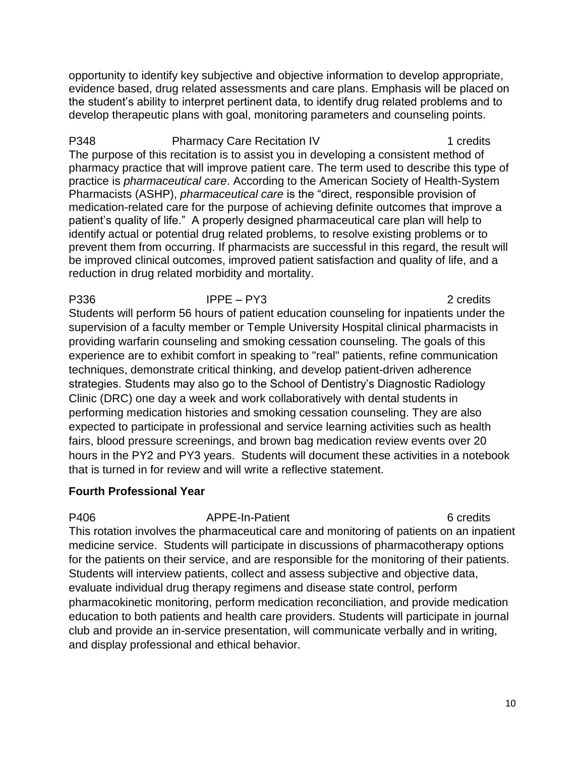opportunity to identify key subjective and objective information to develop appropriate, evidence based, drug related assessments and care plans. Emphasis will be placed on the student's ability to interpret pertinent data, to identify drug related problems and to develop therapeutic plans with goal, monitoring parameters and counseling points.

P348 Pharmacy Care Recitation IV 1 credits

The purpose of this recitation is to assist you in developing a consistent method of pharmacy practice that will improve patient care. The term used to describe this type of practice is *pharmaceutical care*. According to the American Society of Health-System Pharmacists (ASHP), *pharmaceutical care* is the "direct, responsible provision of medication-related care for the purpose of achieving definite outcomes that improve a patient's quality of life." A properly designed pharmaceutical care plan will help to identify actual or potential drug related problems, to resolve existing problems or to prevent them from occurring. If pharmacists are successful in this regard, the result will be improved clinical outcomes, improved patient satisfaction and quality of life, and a reduction in drug related morbidity and mortality.

P336 IPPE – PY3 2 credits

Students will perform 56 hours of patient education counseling for inpatients under the supervision of a faculty member or Temple University Hospital clinical pharmacists in providing warfarin counseling and smoking cessation counseling. The goals of this experience are to exhibit comfort in speaking to "real" patients, refine communication techniques, demonstrate critical thinking, and develop patient-driven adherence strategies. Students may also go to the School of Dentistry's Diagnostic Radiology Clinic (DRC) one day a week and work collaboratively with dental students in performing medication histories and smoking cessation counseling. They are also expected to participate in professional and service learning activities such as health fairs, blood pressure screenings, and brown bag medication review events over 20 hours in the PY2 and PY3 years. Students will document these activities in a notebook that is turned in for review and will write a reflective statement.

**Fourth Professional Year**

P406 APPE-In-Patient 6 credits

This rotation involves the pharmaceutical care and monitoring of patients on an inpatient medicine service. Students will participate in discussions of pharmacotherapy options for the patients on their service, and are responsible for the monitoring of their patients. Students will interview patients, collect and assess subjective and objective data, evaluate individual drug therapy regimens and disease state control, perform pharmacokinetic monitoring, perform medication reconciliation, and provide medication education to both patients and health care providers. Students will participate in journal club and provide an in-service presentation, will communicate verbally and in writing, and display professional and ethical behavior.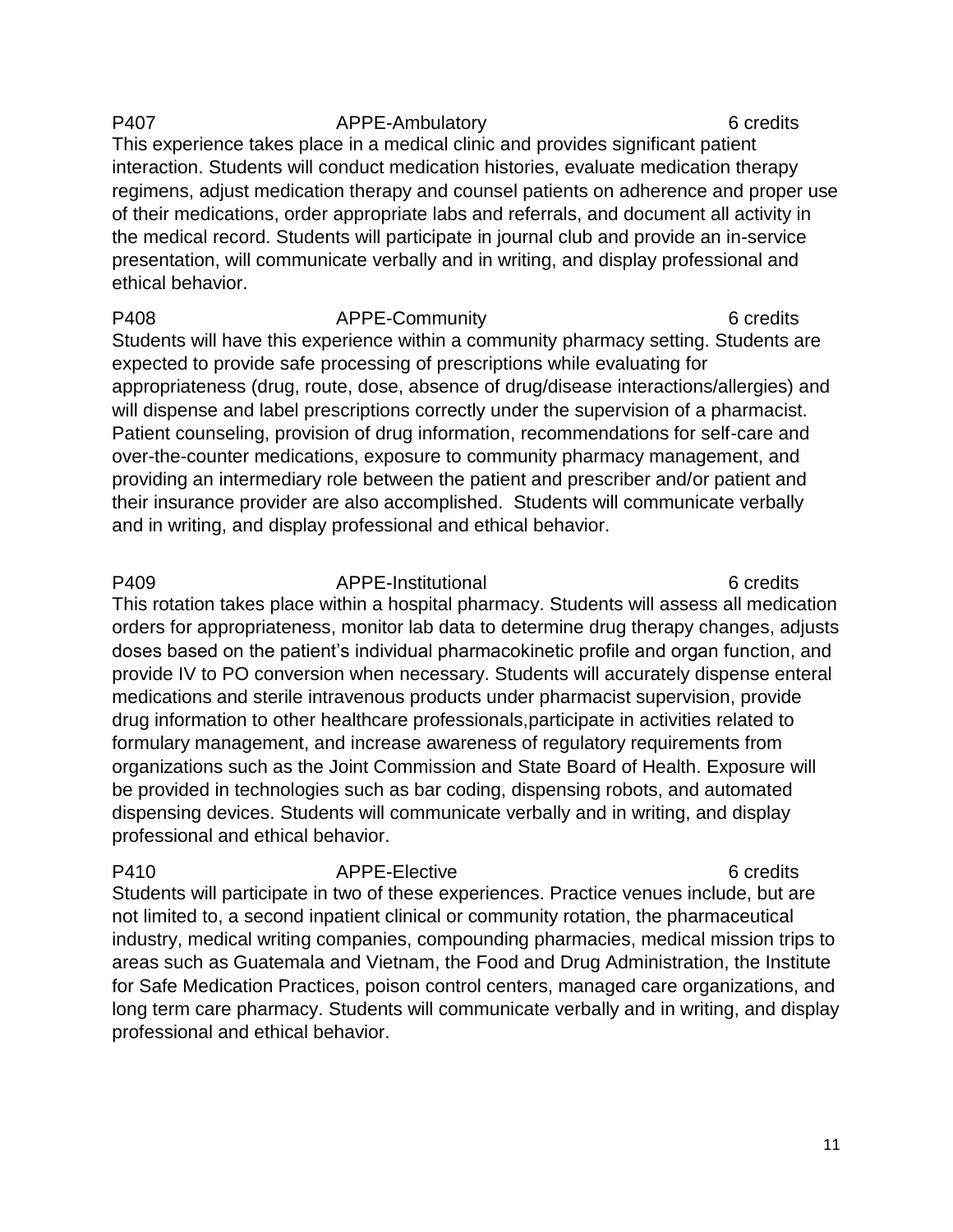**P407 APPE-Ambulatory 6 credits**

This experience takes place in a medical clinic and provides significant patient interaction. Students will conduct medication histories, evaluate medication therapy regimens, adjust medication therapy and counsel patients on adherence and proper use of their medications, order appropriate labs and referrals, and document all activity in the medical record. Students will participate in journal club and provide an in-service presentation, will communicate verbally and in writing, and display professional and ethical behavior.

**P408 APPE-Community 6 credits**

Students will have this experience within a community pharmacy setting. Students are expected to provide safe processing of prescriptions while evaluating for appropriateness (drug, route, dose, absence of drug/disease interactions/allergies) and will dispense and label prescriptions correctly under the supervision of a pharmacist. Patient counseling, provision of drug information, recommendations for self-care and over-the-counter medications, exposure to community pharmacy management, and providing an intermediary role between the patient and prescriber and/or patient and their insurance provider are also accomplished. Students will communicate verbally and in writing, and display professional and ethical behavior.

**P409 APPE-Institutional 6 credits**

This rotation takes place within a hospital pharmacy. Students will assess all medication orders for appropriateness, monitor lab data to determine drug therapy changes, adjusts doses based on the patient's individual pharmacokinetic profile and organ function, and provide IV to PO conversion when necessary. Students will accurately dispense enteral medications and sterile intravenous products under pharmacist supervision, provide drug information to other healthcare professionals,participate in activities related to formulary management, and increase awareness of regulatory requirements from organizations such as the Joint Commission and State Board of Health. Exposure will be provided in technologies such as bar coding, dispensing robots, and automated dispensing devices. Students will communicate verbally and in writing, and display professional and ethical behavior.

**P410 APPE-Elective 6 credits**

Students will participate in two of these experiences. Practice venues include, but are not limited to, a second inpatient clinical or community rotation, the pharmaceutical industry, medical writing companies, compounding pharmacies, medical mission trips to areas such as Guatemala and Vietnam, the Food and Drug Administration, the Institute for Safe Medication Practices, poison control centers, managed care organizations, and long term care pharmacy. Students will communicate verbally and in writing, and display professional and ethical behavior.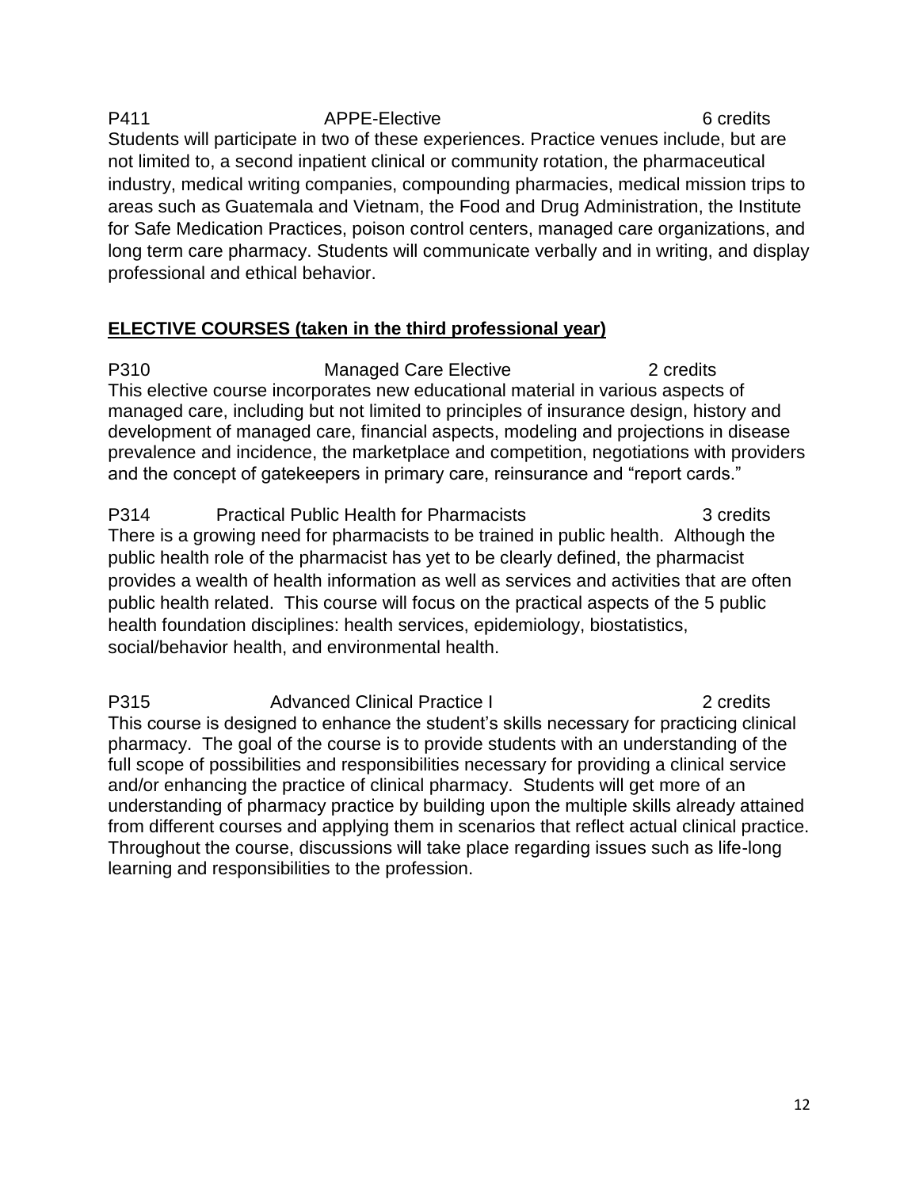P411 APPE-Elective 6 credits

Students will participate in two of these experiences. Practice venues include, but are not limited to, a second inpatient clinical or community rotation, the pharmaceutical industry, medical writing companies, compounding pharmacies, medical mission trips to areas such as Guatemala and Vietnam, the Food and Drug Administration, the Institute for Safe Medication Practices, poison control centers, managed care organizations, and long term care pharmacy. Students will communicate verbally and in writing, and display professional and ethical behavior.

## **ELECTIVE COURSES (taken in the third professional year)**

P310 Managed Care Elective 2 credits

This elective course incorporates new educational material in various aspects of managed care, including but not limited to principles of insurance design, history and development of managed care, financial aspects, modeling and projections in disease prevalence and incidence, the marketplace and competition, negotiations with providers and the concept of gatekeepers in primary care, reinsurance and "report cards."

P314 Practical Public Health for Pharmacists 3 credits

There is a growing need for pharmacists to be trained in public health. Although the public health role of the pharmacist has yet to be clearly defined, the pharmacist provides a wealth of health information as well as services and activities that are often public health related. This course will focus on the practical aspects of the 5 public health foundation disciplines: health services, epidemiology, biostatistics, social/behavior health, and environmental health.

P315 Advanced Clinical Practice I 2 credits

This course is designed to enhance the student's skills necessary for practicing clinical pharmacy. The goal of the course is to provide students with an understanding of the full scope of possibilities and responsibilities necessary for providing a clinical service and/or enhancing the practice of clinical pharmacy. Students will get more of an understanding of pharmacy practice by building upon the multiple skills already attained from different courses and applying them in scenarios that reflect actual clinical practice. Throughout the course, discussions will take place regarding issues such as life-long learning and responsibilities to the profession.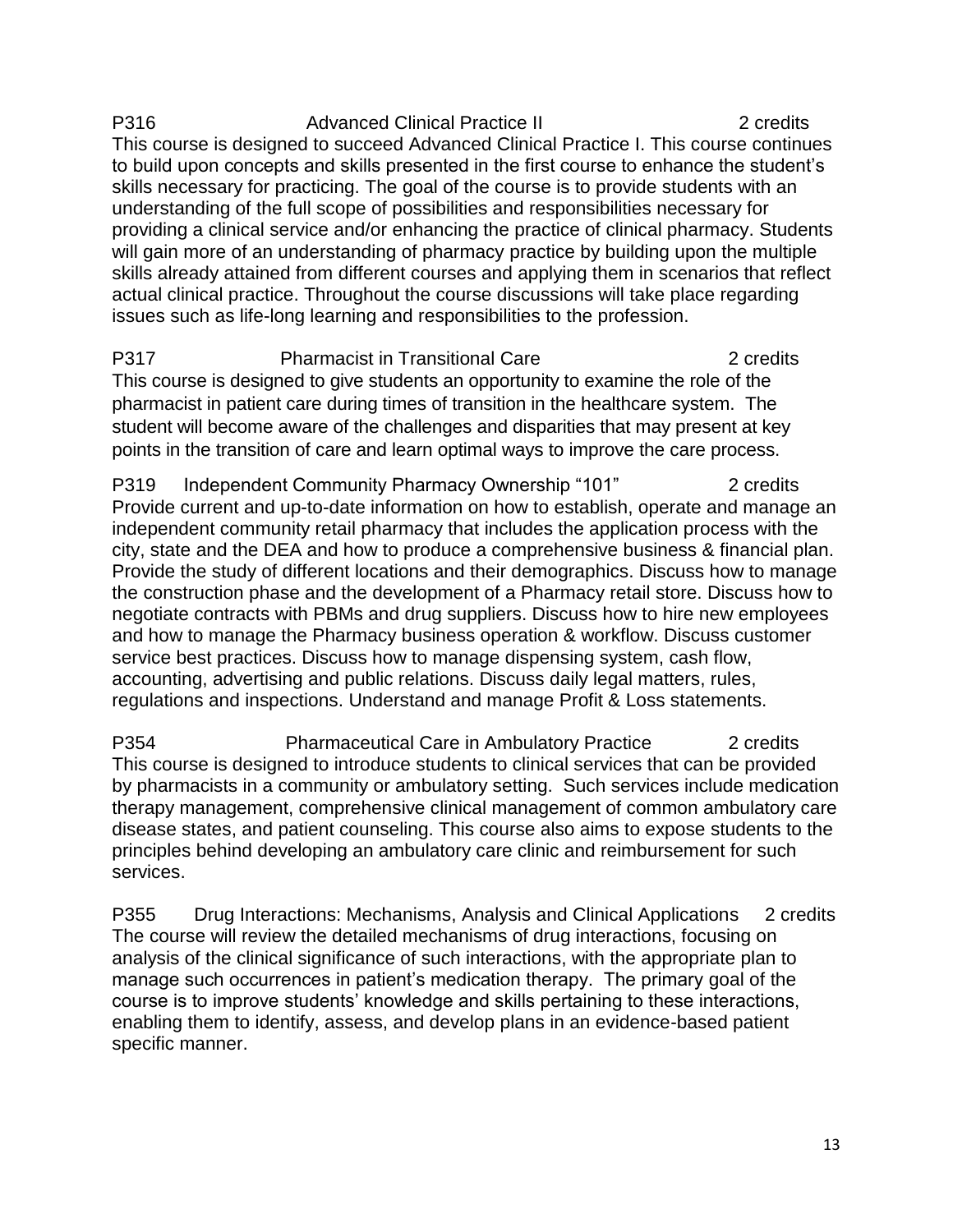**P316 Advanced Clinical Practice II 2 credits**

This course is designed to succeed Advanced Clinical Practice I. This course continues to build upon concepts and skills presented in the first course to enhance the student's skills necessary for practicing. The goal of the course is to provide students with an understanding of the full scope of possibilities and responsibilities necessary for providing a clinical service and/or enhancing the practice of clinical pharmacy. Students will gain more of an understanding of pharmacy practice by building upon the multiple skills already attained from different courses and applying them in scenarios that reflect actual clinical practice. Throughout the course discussions will take place regarding issues such as life-long learning and responsibilities to the profession.

**P317 Pharmacist in Transitional Care 2 credits**

This course is designed to give students an opportunity to examine the role of the pharmacist in patient care during times of transition in the healthcare system. The student will become aware of the challenges and disparities that may present at key points in the transition of care and learn optimal ways to improve the care process.

**P319 Independent Community Pharmacy Ownership "101" 2 credits**

Provide current and up-to-date information on how to establish, operate and manage an independent community retail pharmacy that includes the application process with the city, state and the DEA and how to produce a comprehensive business & financial plan. Provide the study of different locations and their demographics. Discuss how to manage the construction phase and the development of a Pharmacy retail store. Discuss how to negotiate contracts with PBMs and drug suppliers. Discuss how to hire new employees and how to manage the Pharmacy business operation & workflow. Discuss customer service best practices. Discuss how to manage dispensing system, cash flow, accounting, advertising and public relations. Discuss daily legal matters, rules, regulations and inspections. Understand and manage Profit & Loss statements.

**P354 Pharmaceutical Care in Ambulatory Practice 2 credits**

This course is designed to introduce students to clinical services that can be provided by pharmacists in a community or ambulatory setting. Such services include medication therapy management, comprehensive clinical management of common ambulatory care disease states, and patient counseling. This course also aims to expose students to the principles behind developing an ambulatory care clinic and reimbursement for such services.

**P355 Drug Interactions: Mechanisms, Analysis and Clinical Applications 2 credits**

The course will review the detailed mechanisms of drug interactions, focusing on analysis of the clinical significance of such interactions, with the appropriate plan to manage such occurrences in patient's medication therapy. The primary goal of the course is to improve students' knowledge and skills pertaining to these interactions, enabling them to identify, assess, and develop plans in an evidence-based patient specific manner.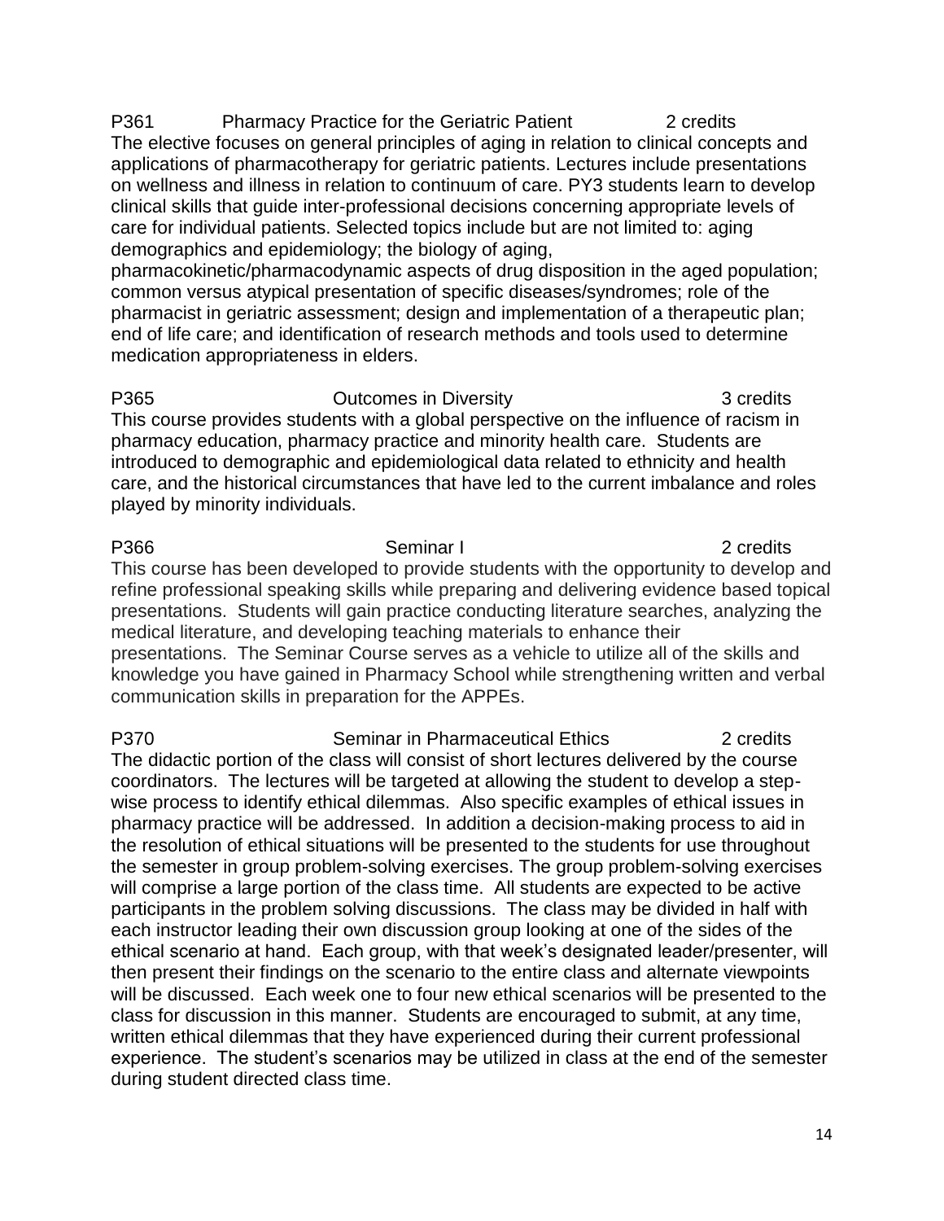**P361 Pharmacy Practice for the Geriatric Patient 2 credits**

The elective focuses on general principles of aging in relation to clinical concepts and applications of pharmacotherapy for geriatric patients. Lectures include presentations on wellness and illness in relation to continuum of care. PY3 students learn to develop clinical skills that guide inter-professional decisions concerning appropriate levels of care for individual patients. Selected topics include but are not limited to: aging demographics and epidemiology; the biology of aging, pharmacokinetic/pharmacodynamic aspects of drug disposition in the aged population; common versus atypical presentation of specific diseases/syndromes; role of the pharmacist in geriatric assessment; design and implementation of a therapeutic plan; end of life care; and identification of research methods and tools used to determine medication appropriateness in elders.

**P365 Outcomes in Diversity 3 credits**

This course provides students with a global perspective on the influence of racism in pharmacy education, pharmacy practice and minority health care. Students are introduced to demographic and epidemiological data related to ethnicity and health care, and the historical circumstances that have led to the current imbalance and roles played by minority individuals.

**P366 Seminar I 2 credits**

This course has been developed to provide students with the opportunity to develop and refine professional speaking skills while preparing and delivering evidence based topical presentations. Students will gain practice conducting literature searches, analyzing the medical literature, and developing teaching materials to enhance their presentations. The Seminar Course serves as a vehicle to utilize all of the skills and knowledge you have gained in Pharmacy School while strengthening written and verbal communication skills in preparation for the APPEs.

**P370 Seminar in Pharmaceutical Ethics 2 credits**

The didactic portion of the class will consist of short lectures delivered by the course coordinators. The lectures will be targeted at allowing the student to develop a step-wise process to identify ethical dilemmas. Also specific examples of ethical issues in pharmacy practice will be addressed. In addition a decision-making process to aid in the resolution of ethical situations will be presented to the students for use throughout the semester in group problem-solving exercises. The group problem-solving exercises will comprise a large portion of the class time. All students are expected to be active participants in the problem solving discussions. The class may be divided in half with each instructor leading their own discussion group looking at one of the sides of the ethical scenario at hand. Each group, with that week's designated leader/presenter, will then present their findings on the scenario to the entire class and alternate viewpoints will be discussed. Each week one to four new ethical scenarios will be presented to the class for discussion in this manner. Students are encouraged to submit, at any time, written ethical dilemmas that they have experienced during their current professional experience. The student's scenarios may be utilized in class at the end of the semester during student directed class time.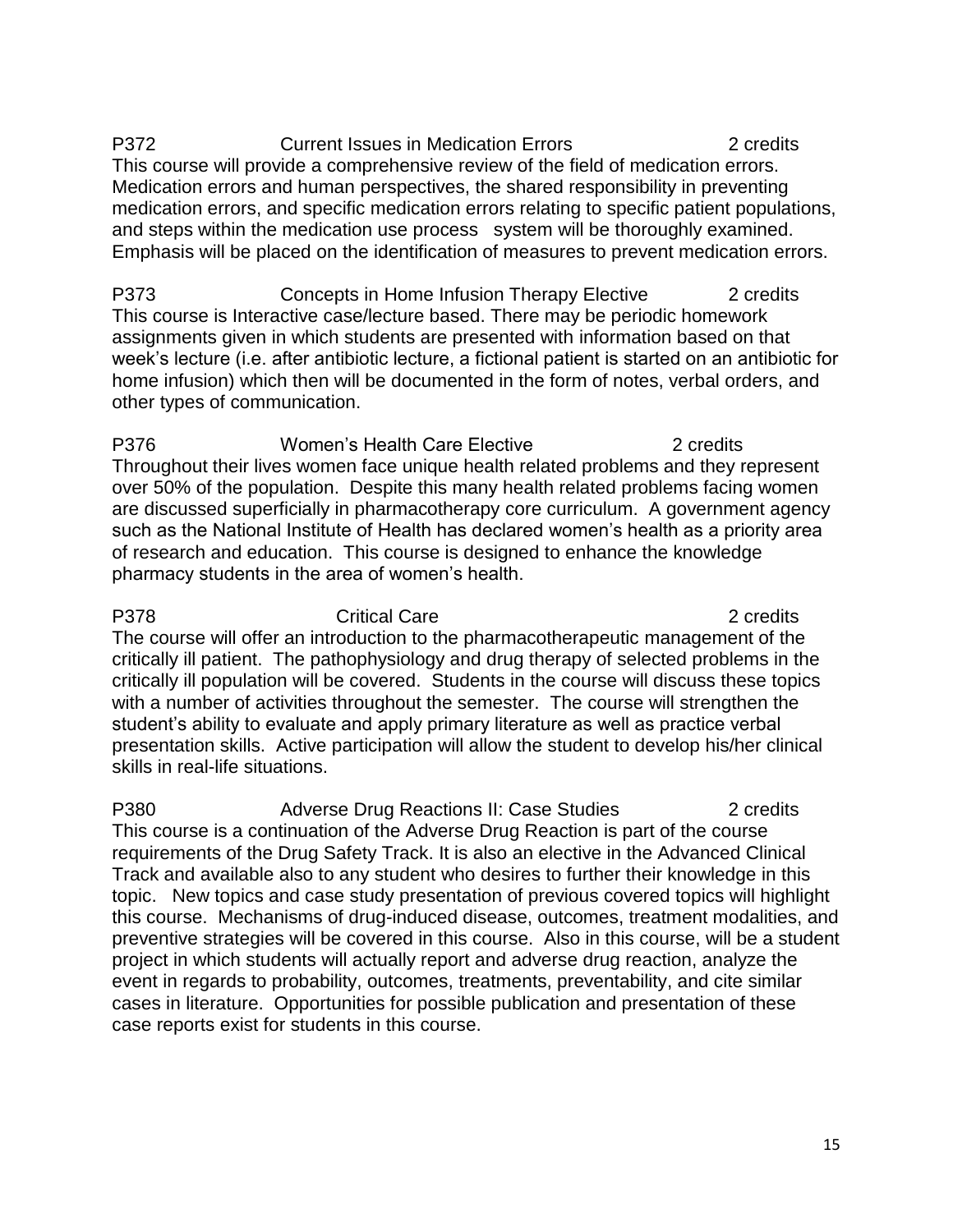**P372 Current Issues in Medication Errors 2 credits**

This course will provide a comprehensive review of the field of medication errors. Medication errors and human perspectives, the shared responsibility in preventing medication errors, and specific medication errors relating to specific patient populations, and steps within the medication use process system will be thoroughly examined. Emphasis will be placed on the identification of measures to prevent medication errors.

**P373 Concepts in Home Infusion Therapy Elective 2 credits**

This course is Interactive case/lecture based. There may be periodic homework assignments given in which students are presented with information based on that week's lecture (i.e. after antibiotic lecture, a fictional patient is started on an antibiotic for home infusion) which then will be documented in the form of notes, verbal orders, and other types of communication.

**P376 Women's Health Care Elective 2 credits**

Throughout their lives women face unique health related problems and they represent over 50% of the population. Despite this many health related problems facing women are discussed superficially in pharmacotherapy core curriculum. A government agency such as the National Institute of Health has declared women's health as a priority area of research and education. This course is designed to enhance the knowledge pharmacy students in the area of women's health.

**P378 Critical Care 2 credits**

The course will offer an introduction to the pharmacotherapeutic management of the critically ill patient. The pathophysiology and drug therapy of selected problems in the critically ill population will be covered. Students in the course will discuss these topics with a number of activities throughout the semester. The course will strengthen the student's ability to evaluate and apply primary literature as well as practice verbal presentation skills. Active participation will allow the student to develop his/her clinical skills in real-life situations.

**P380 Adverse Drug Reactions II: Case Studies 2 credits**

This course is a continuation of the Adverse Drug Reaction is part of the course requirements of the Drug Safety Track. It is also an elective in the Advanced Clinical Track and available also to any student who desires to further their knowledge in this topic. New topics and case study presentation of previous covered topics will highlight this course. Mechanisms of drug-induced disease, outcomes, treatment modalities, and preventive strategies will be covered in this course. Also in this course, will be a student project in which students will actually report and adverse drug reaction, analyze the event in regards to probability, outcomes, treatments, preventability, and cite similar cases in literature. Opportunities for possible publication and presentation of these case reports exist for students in this course.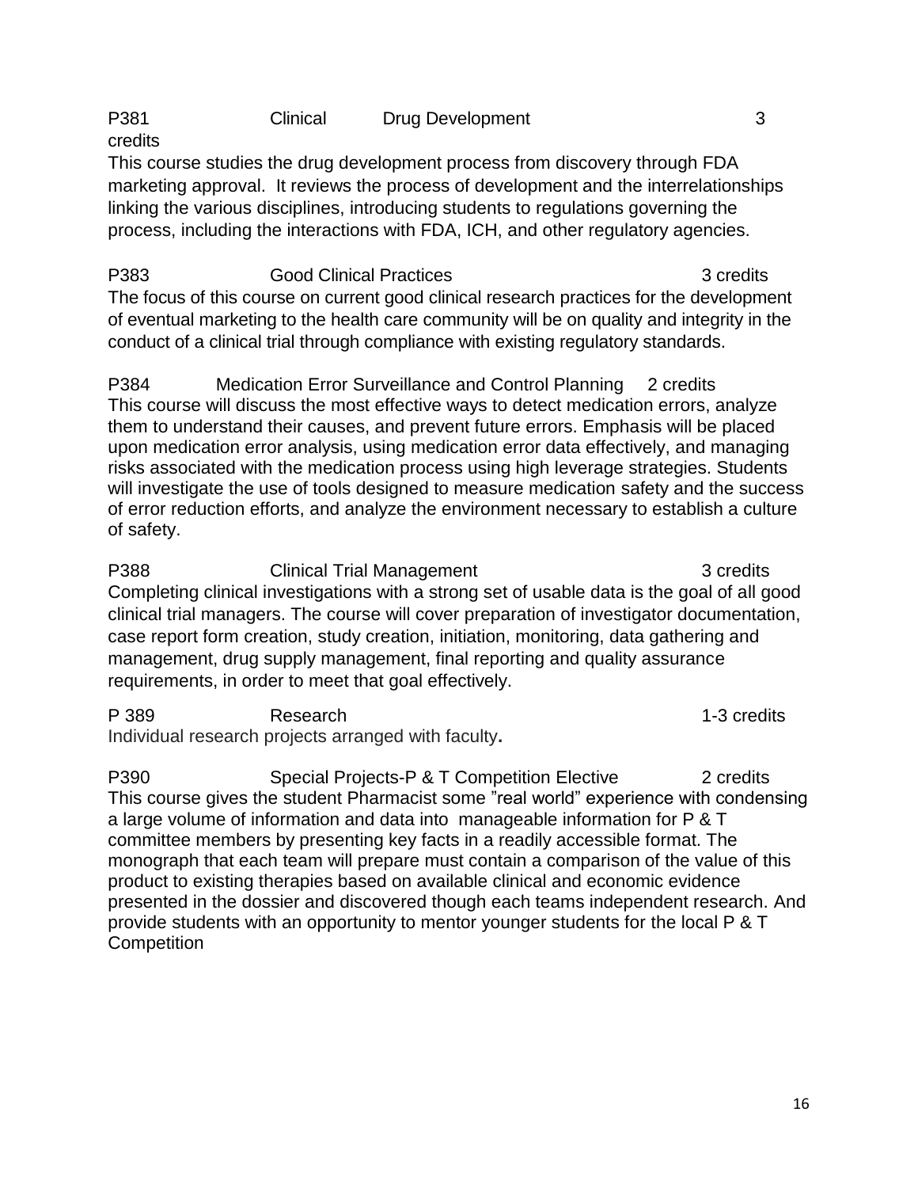P381 Clinical Drug Development 3 credits

This course studies the drug development process from discovery through FDA marketing approval. It reviews the process of development and the interrelationships linking the various disciplines, introducing students to regulations governing the process, including the interactions with FDA, ICH, and other regulatory agencies.

P383 Good Clinical Practices 3 credits

The focus of this course on current good clinical research practices for the development of eventual marketing to the health care community will be on quality and integrity in the conduct of a clinical trial through compliance with existing regulatory standards.

P384 Medication Error Surveillance and Control Planning 2 credits

This course will discuss the most effective ways to detect medication errors, analyze them to understand their causes, and prevent future errors. Emphasis will be placed upon medication error analysis, using medication error data effectively, and managing risks associated with the medication process using high leverage strategies. Students will investigate the use of tools designed to measure medication safety and the success of error reduction efforts, and analyze the environment necessary to establish a culture of safety.

P388 Clinical Trial Management 3 credits

Completing clinical investigations with a strong set of usable data is the goal of all good clinical trial managers. The course will cover preparation of investigator documentation, case report form creation, study creation, initiation, monitoring, data gathering and management, drug supply management, final reporting and quality assurance requirements, in order to meet that goal effectively.

P 389 Research 1-3 credits

Individual research projects arranged with faculty**.**

P390 Special Projects-P & T Competition Elective 2 credits

This course gives the student Pharmacist some "real world" experience with condensing a large volume of information and data into manageable information for P & T committee members by presenting key facts in a readily accessible format. The monograph that each team will prepare must contain a comparison of the value of this product to existing therapies based on available clinical and economic evidence presented in the dossier and discovered though each teams independent research. And provide students with an opportunity to mentor younger students for the local P & T Competition